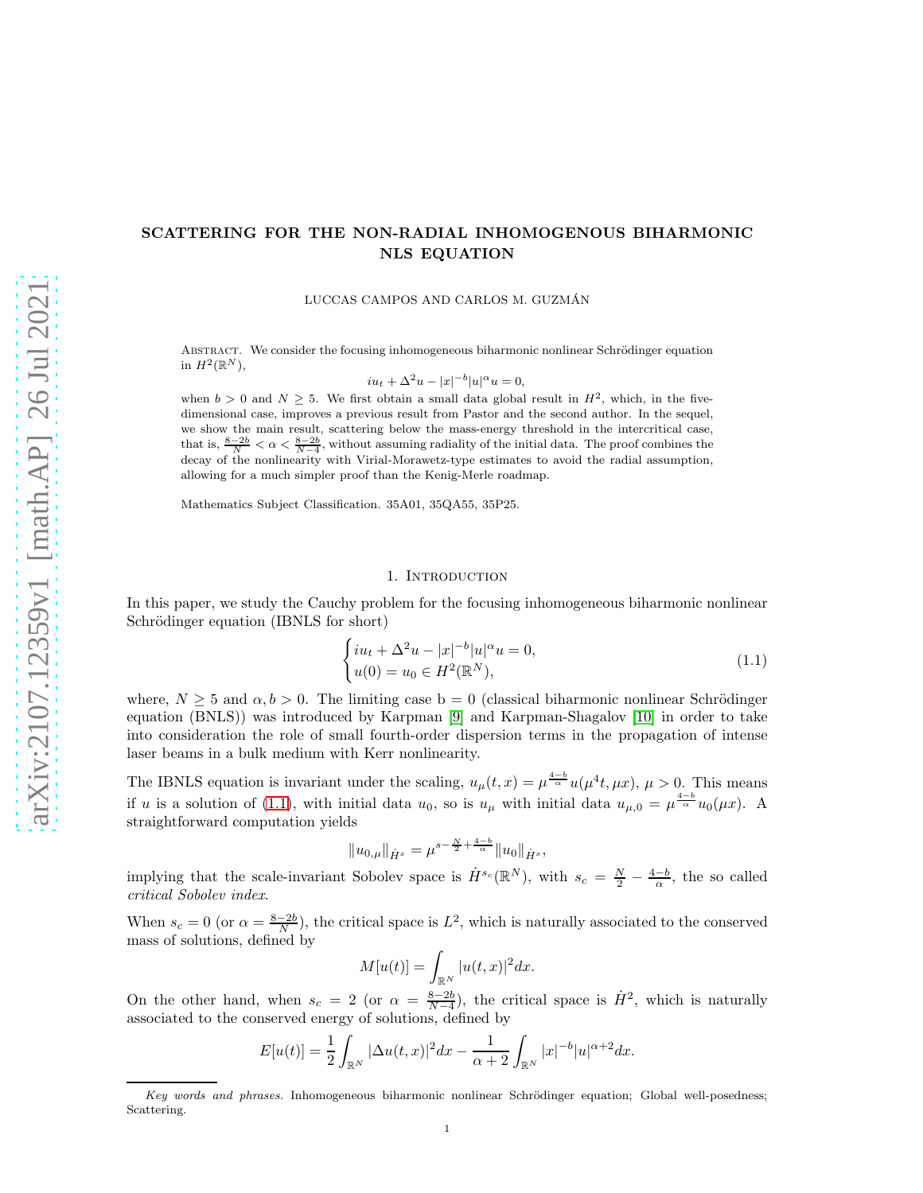# SCATTERING FOR THE NON-RADIAL INHOMOGENOUS BIHARMONIC NLS EQUATION

LUCCAS CAMPOS AND CARLOS M. GUZMÁN

Abstract. We consider the focusing inhomogeneous biharmonic nonlinear Schrödinger equation in $H^2(\mathbb{R}^N)$,

$$iu_t + \Delta^2 u - |x|^{-b}|u|^\alpha u = 0,$$

when $b > 0$ and $N \geq 5$. We first obtain a small data global result in $H^2$, which, in the five-dimensional case, improves a previous result from Pastor and the second author. In the sequel, we show the main result, scattering below the mass-energy threshold in the intercritical case, that is, $\frac{8-2b}{N} < \alpha < \frac{8-2b}{N-4}$, without assuming radiality of the initial data. The proof combines the decay of the nonlinearity with Virial-Morawetz-type estimates to avoid the radial assumption, allowing for a much simpler proof than the Kenig-Merle roadmap.

Mathematics Subject Classification. 35A01, 35QA55, 35P25.

## 1. Introduction

In this paper, we study the Cauchy problem for the focusing inhomogeneous biharmonic nonlinear Schrödinger equation (IBNLS for short)

$$\begin{cases} iu_t + \Delta^2 u - |x|^{-b}|u|^\alpha u = 0, \\ u(0) = u_0 \in H^2(\mathbb{R}^N), \end{cases} \tag{1.1}$$

where, $N \geq 5$ and $\alpha, b > 0$. The limiting case b = 0 (classical biharmonic nonlinear Schrödinger equation (BNLS)) was introduced by Karpman [9] and Karpman-Shagalov [10] in order to take into consideration the role of small fourth-order dispersion terms in the propagation of intense laser beams in a bulk medium with Kerr nonlinearity.

The IBNLS equation is invariant under the scaling, $u_\mu(t,x) = \mu^{\frac{4-b}{\alpha}} u(\mu^4 t, \mu x)$, $\mu > 0$. This means if $u$ is a solution of (1.1), with initial data $u_0$, so is $u_\mu$ with initial data $u_{\mu,0} = \mu^{\frac{4-b}{\alpha}} u_0(\mu x)$. A straightforward computation yields

$$\|u_{0,\mu}\|_{\dot{H}^s} = \mu^{s - \frac{N}{2} + \frac{4-b}{\alpha}} \|u_0\|_{\dot{H}^s},$$

implying that the scale-invariant Sobolev space is $\dot{H}^{s_c}(\mathbb{R}^N)$, with $s_c = \frac{N}{2} - \frac{4-b}{\alpha}$, the so called *critical Sobolev index*.

When $s_c = 0$ (or $\alpha = \frac{8-2b}{N}$), the critical space is $L^2$, which is naturally associated to the conserved mass of solutions, defined by

$$M[u(t)] = \int_{\mathbb{R}^N} |u(t,x)|^2 dx.$$

On the other hand, when $s_c = 2$ (or $\alpha = \frac{8-2b}{N-4}$), the critical space is $\dot{H}^2$, which is naturally associated to the conserved energy of solutions, defined by

$$E[u(t)] = \frac{1}{2}\int_{\mathbb{R}^N} |\Delta u(t,x)|^2 dx - \frac{1}{\alpha+2}\int_{\mathbb{R}^N} |x|^{-b}|u|^{\alpha+2} dx.$$

*Key words and phrases.* Inhomogeneous biharmonic nonlinear Schrödinger equation; Global well-posedness; Scattering.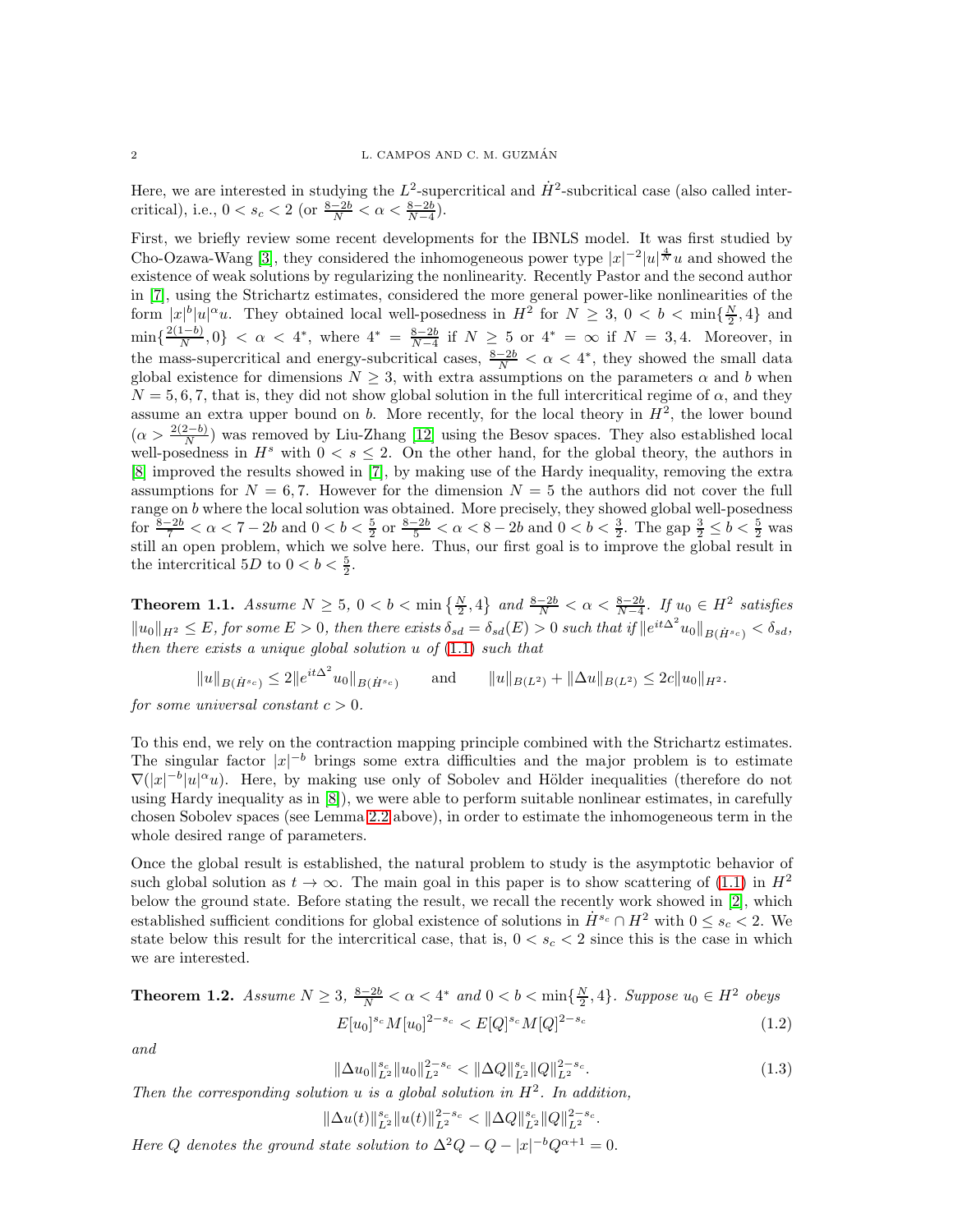Here, we are interested in studying the $L^2$-supercritical and $\dot{H}^2$-subcritical case (also called intercritical), i.e., $0 < s_c < 2$ (or $\frac{8-2b}{N} < \alpha < \frac{8-2b}{N-4}$).

First, we briefly review some recent developments for the IBNLS model. It was first studied by Cho-Ozawa-Wang [3], they considered the inhomogeneous power type $|x|^{-2}|u|^{\frac{4}{N}}u$ and showed the existence of weak solutions by regularizing the nonlinearity. Recently Pastor and the second author in [7], using the Strichartz estimates, considered the more general power-like nonlinearities of the form $|x|^b|u|^\alpha u$. They obtained local well-posedness in $H^2$ for $N \geq 3$, $0 < b < \min\{\frac{N}{2}, 4\}$ and $\min\{\frac{2(1-b)}{N}, 0\} < \alpha < 4^*$, where $4^* = \frac{8-2b}{N-4}$ if $N \geq 5$ or $4^* = \infty$ if $N = 3, 4$. Moreover, in the mass-supercritical and energy-subcritical cases, $\frac{8-2b}{N} < \alpha < 4^*$, they showed the small data global existence for dimensions $N \geq 3$, with extra assumptions on the parameters $\alpha$ and $b$ when $N = 5, 6, 7$, that is, they did not show global solution in the full intercritical regime of $\alpha$, and they assume an extra upper bound on $b$. More recently, for the local theory in $H^2$, the lower bound ($\alpha > \frac{2(2-b)}{N}$) was removed by Liu-Zhang [12] using the Besov spaces. They also established local well-posedness in $H^s$ with $0 < s \leq 2$. On the other hand, for the global theory, the authors in [8] improved the results showed in [7], by making use of the Hardy inequality, removing the extra assumptions for $N = 6, 7$. However for the dimension $N = 5$ the authors did not cover the full range on $b$ where the local solution was obtained. More precisely, they showed global well-posedness for $\frac{8-2b}{7} < \alpha < 7 - 2b$ and $0 < b < \frac{5}{2}$ or $\frac{8-2b}{5} < \alpha < 8 - 2b$ and $0 < b < \frac{3}{2}$. The gap $\frac{3}{2} \leq b < \frac{5}{2}$ was still an open problem, which we solve here. Thus, our first goal is to improve the global result in the intercritical 5D to $0 < b < \frac{5}{2}$.

**Theorem 1.1.** *Assume $N \geq 5$, $0 < b < \min\left\{\frac{N}{2}, 4\right\}$ and $\frac{8-2b}{N} < \alpha < \frac{8-2b}{N-4}$. If $u_0 \in H^2$ satisfies $\|u_0\|_{H^2} \leq E$, for some $E > 0$, then there exists $\delta_{sd} = \delta_{sd}(E) > 0$ such that if $\|e^{it\Delta^2}u_0\|_{B(\dot{H}^{s_c})} < \delta_{sd}$, then there exists a unique global solution $u$ of (1.1) such that*

$$\|u\|_{B(\dot{H}^{s_c})} \leq 2\|e^{it\Delta^2}u_0\|_{B(\dot{H}^{s_c})} \qquad \text{and} \qquad \|u\|_{B(L^2)} + \|\Delta u\|_{B(L^2)} \leq 2c\|u_0\|_{H^2}.$$

*for some universal constant $c > 0$.*

To this end, we rely on the contraction mapping principle combined with the Strichartz estimates. The singular factor $|x|^{-b}$ brings some extra difficulties and the major problem is to estimate $\nabla(|x|^{-b}|u|^\alpha u)$. Here, by making use only of Sobolev and Hölder inequalities (therefore do not using Hardy inequality as in [8]), we were able to perform suitable nonlinear estimates, in carefully chosen Sobolev spaces (see Lemma 2.2 above), in order to estimate the inhomogeneous term in the whole desired range of parameters.

Once the global result is established, the natural problem to study is the asymptotic behavior of such global solution as $t \to \infty$. The main goal in this paper is to show scattering of (1.1) in $H^2$ below the ground state. Before stating the result, we recall the recently work showed in [2], which established sufficient conditions for global existence of solutions in $\dot{H}^{s_c} \cap H^2$ with $0 \leq s_c < 2$. We state below this result for the intercritical case, that is, $0 < s_c < 2$ since this is the case in which we are interested.

**Theorem 1.2.** *Assume $N \geq 3$, $\frac{8-2b}{N} < \alpha < 4^*$ and $0 < b < \min\{\frac{N}{2}, 4\}$. Suppose $u_0 \in H^2$ obeys*

$$E[u_0]^{s_c}M[u_0]^{2-s_c} < E[Q]^{s_c}M[Q]^{2-s_c} \tag{1.2}$$

*and*

$$\|\Delta u_0\|_{L^2}^{s_c}\|u_0\|_{L^2}^{2-s_c} < \|\Delta Q\|_{L^2}^{s_c}\|Q\|_{L^2}^{2-s_c}. \tag{1.3}$$

*Then the corresponding solution $u$ is a global solution in $H^2$. In addition,*

$$\|\Delta u(t)\|_{L^2}^{s_c}\|u(t)\|_{L^2}^{2-s_c} < \|\Delta Q\|_{L^2}^{s_c}\|Q\|_{L^2}^{2-s_c}.$$

*Here $Q$ denotes the ground state solution to $\Delta^2 Q - Q - |x|^{-b}Q^{\alpha+1} = 0$.*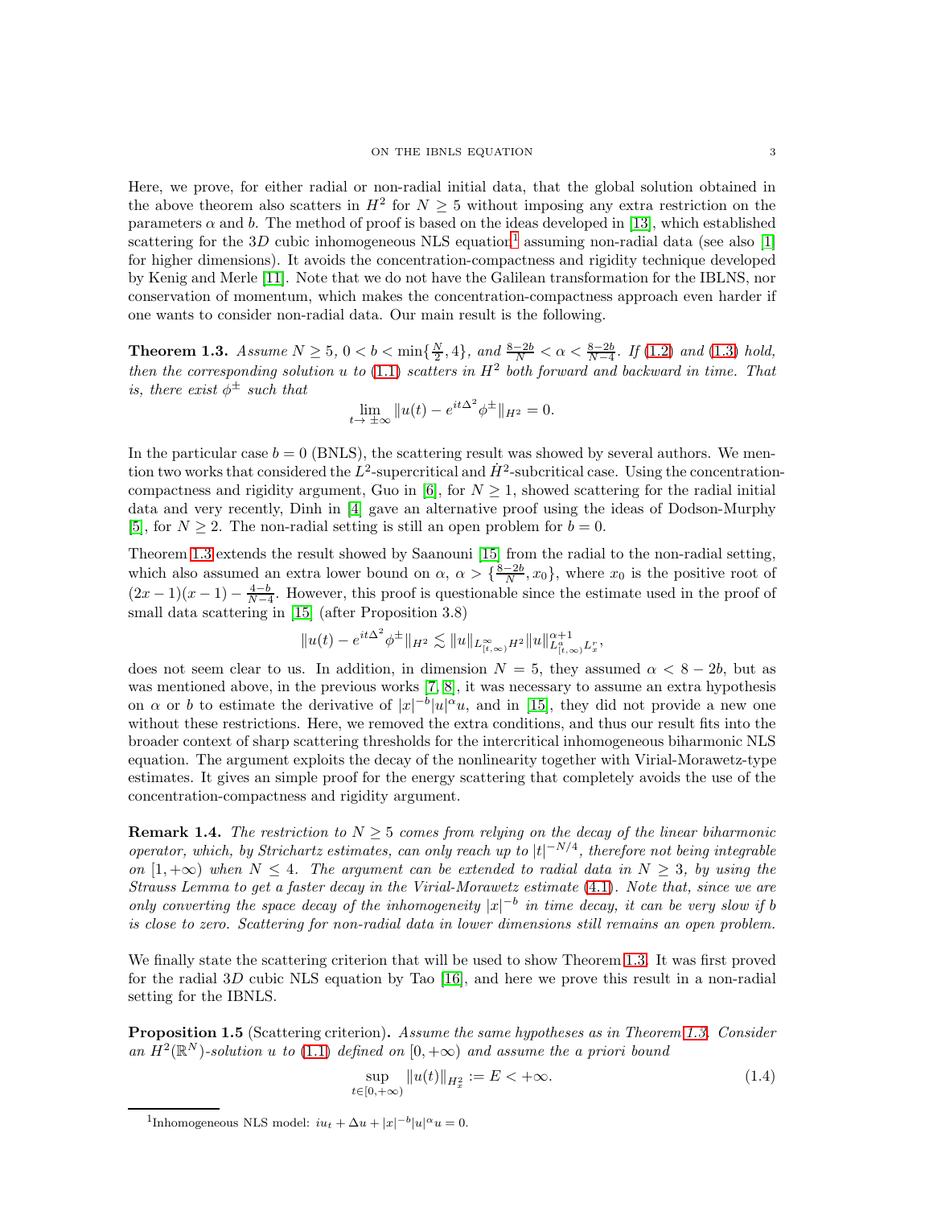Here, we prove, for either radial or non-radial initial data, that the global solution obtained in the above theorem also scatters in $H^2$ for $N \geq 5$ without imposing any extra restriction on the parameters $\alpha$ and $b$. The method of proof is based on the ideas developed in [13], which established scattering for the $3D$ cubic inhomogeneous NLS equation[1] assuming non-radial data (see also [1] for higher dimensions). It avoids the concentration-compactness and rigidity technique developed by Kenig and Merle [11]. Note that we do not have the Galilean transformation for the IBLNS, nor conservation of momentum, which makes the concentration-compactness approach even harder if one wants to consider non-radial data. Our main result is the following.

**Theorem 1.3.** *Assume $N \geq 5$, $0 < b < \min\{\frac{N}{2}, 4\}$, and $\frac{8-2b}{N} < \alpha < \frac{8-2b}{N-4}$. If (1.2) and (1.3) hold, then the corresponding solution $u$ to (1.1) scatters in $H^2$ both forward and backward in time. That is, there exist $\phi^{\pm}$ such that*

$$\lim_{t \to \pm\infty} \|u(t) - e^{it\Delta^2}\phi^{\pm}\|_{H^2} = 0.$$

In the particular case $b = 0$ (BNLS), the scattering result was showed by several authors. We mention two works that considered the $L^2$-supercritical and $\dot{H}^2$-subcritical case. Using the concentration-compactness and rigidity argument, Guo in [6], for $N \geq 1$, showed scattering for the radial initial data and very recently, Dinh in [4] gave an alternative proof using the ideas of Dodson-Murphy [5], for $N \geq 2$. The non-radial setting is still an open problem for $b = 0$.

Theorem 1.3 extends the result showed by Saanouni [15] from the radial to the non-radial setting, which also assumed an extra lower bound on $\alpha$, $\alpha > \{\frac{8-2b}{N}, x_0\}$, where $x_0$ is the positive root of $(2x-1)(x-1) - \frac{4-b}{N-4}$. However, this proof is questionable since the estimate used in the proof of small data scattering in [15] (after Proposition 3.8)

$$\|u(t) - e^{it\Delta^2}\phi^{\pm}\|_{H^2} \lesssim \|u\|_{L^\infty_{[t,\infty)}H^2}\|u\|^{\alpha+1}_{L^a_{[t,\infty)}L^r_x},$$

does not seem clear to us. In addition, in dimension $N = 5$, they assumed $\alpha < 8 - 2b$, but as was mentioned above, in the previous works [7, 8], it was necessary to assume an extra hypothesis on $\alpha$ or $b$ to estimate the derivative of $|x|^{-b}|u|^\alpha u$, and in [15], they did not provide a new one without these restrictions. Here, we removed the extra conditions, and thus our result fits into the broader context of sharp scattering thresholds for the intercritical inhomogeneous biharmonic NLS equation. The argument exploits the decay of the nonlinearity together with Virial-Morawetz-type estimates. It gives an simple proof for the energy scattering that completely avoids the use of the concentration-compactness and rigidity argument.

**Remark 1.4.** *The restriction to $N \geq 5$ comes from relying on the decay of the linear biharmonic operator, which, by Strichartz estimates, can only reach up to $|t|^{-N/4}$, therefore not being integrable on $[1, +\infty)$ when $N \leq 4$. The argument can be extended to radial data in $N \geq 3$, by using the Strauss Lemma to get a faster decay in the Virial-Morawetz estimate (4.1). Note that, since we are only converting the space decay of the inhomogeneity $|x|^{-b}$ in time decay, it can be very slow if $b$ is close to zero. Scattering for non-radial data in lower dimensions still remains an open problem.*

We finally state the scattering criterion that will be used to show Theorem 1.3. It was first proved for the radial $3D$ cubic NLS equation by Tao [16], and here we prove this result in a non-radial setting for the IBNLS.

**Proposition 1.5** (Scattering criterion)**.** *Assume the same hypotheses as in Theorem 1.3. Consider an $H^2(\mathbb{R}^N)$-solution $u$ to (1.1) defined on $[0, +\infty)$ and assume the a priori bound*

$$\sup_{t \in [0,+\infty)} \|u(t)\|_{H^2_x} := E < +\infty. \tag{1.4}$$

[1] Inhomogeneous NLS model: $iu_t + \Delta u + |x|^{-b}|u|^\alpha u = 0$.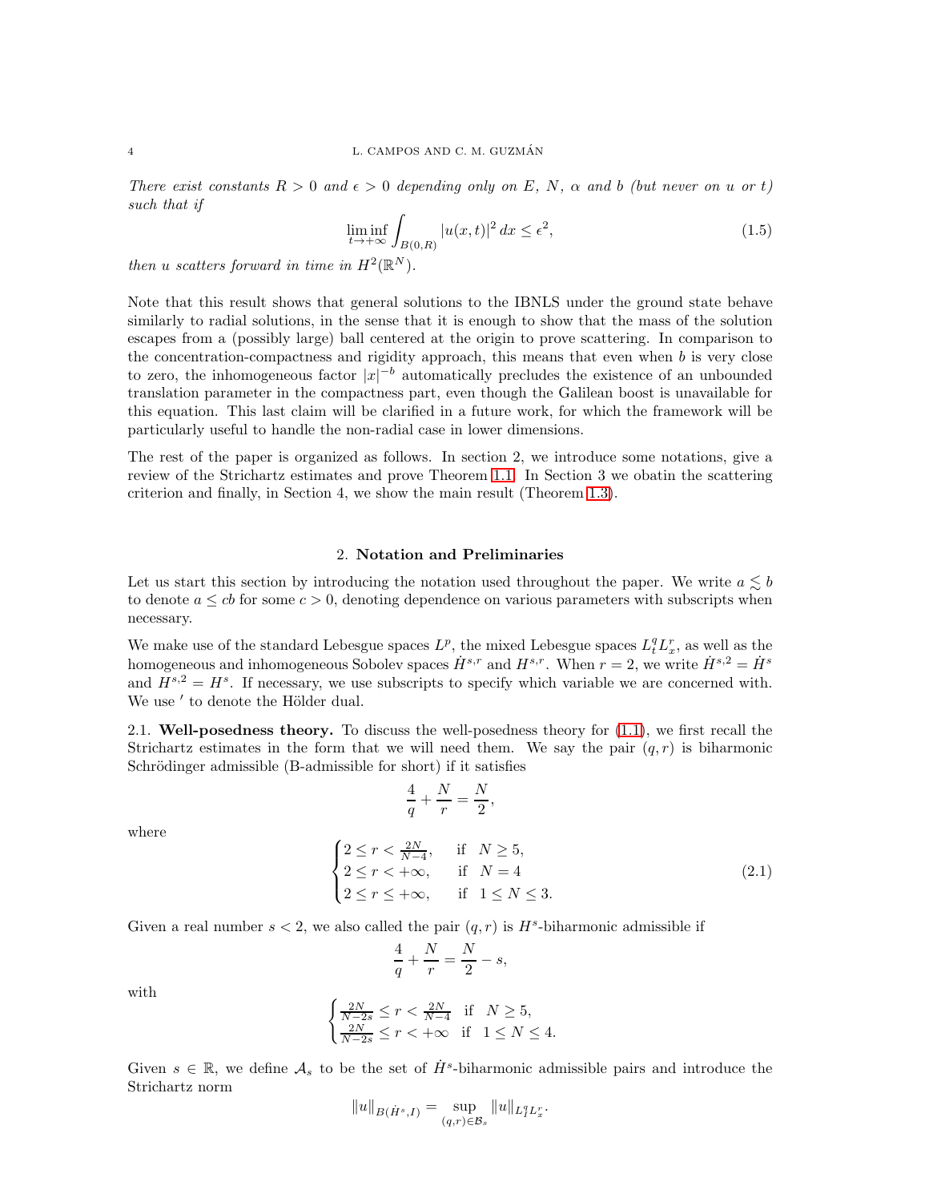*There exist constants $R > 0$ and $\epsilon > 0$ depending only on $E$, $N$, $\alpha$ and $b$ (but never on $u$ or $t$) such that if*

$$\liminf_{t\to+\infty} \int_{B(0,R)} |u(x,t)|^2\,dx \le \epsilon^2, \tag{1.5}$$

*then $u$ scatters forward in time in $H^2(\mathbb{R}^N)$.*

Note that this result shows that general solutions to the IBNLS under the ground state behave similarly to radial solutions, in the sense that it is enough to show that the mass of the solution escapes from a (possibly large) ball centered at the origin to prove scattering. In comparison to the concentration-compactness and rigidity approach, this means that even when $b$ is very close to zero, the inhomogeneous factor $|x|^{-b}$ automatically precludes the existence of an unbounded translation parameter in the compactness part, even though the Galilean boost is unavailable for this equation. This last claim will be clarified in a future work, for which the framework will be particularly useful to handle the non-radial case in lower dimensions.

The rest of the paper is organized as follows. In section 2, we introduce some notations, give a review of the Strichartz estimates and prove Theorem 1.1. In Section 3 we obatin the scattering criterion and finally, in Section 4, we show the main result (Theorem 1.3).

## 2. Notation and Preliminaries

Let us start this section by introducing the notation used throughout the paper. We write $a \lesssim b$ to denote $a \le cb$ for some $c > 0$, denoting dependence on various parameters with subscripts when necessary.

We make use of the standard Lebesgue spaces $L^p$, the mixed Lebesgue spaces $L^q_t L^r_x$, as well as the homogeneous and inhomogeneous Sobolev spaces $\dot{H}^{s,r}$ and $H^{s,r}$. When $r = 2$, we write $\dot{H}^{s,2} = \dot{H}^s$ and $H^{s,2} = H^s$. If necessary, we use subscripts to specify which variable we are concerned with. We use $'$ to denote the Hölder dual.

### 2.1. Well-posedness theory.

To discuss the well-posedness theory for (1.1), we first recall the Strichartz estimates in the form that we will need them. We say the pair $(q, r)$ is biharmonic Schrödinger admissible (B-admissible for short) if it satisfies

$$\frac{4}{q} + \frac{N}{r} = \frac{N}{2},$$

where

$$\begin{cases} 2 \le r < \frac{2N}{N-4}, & \text{if } \ N \ge 5, \\ 2 \le r < +\infty, & \text{if } \ N = 4 \\ 2 \le r \le +\infty, & \text{if } \ 1 \le N \le 3. \end{cases} \tag{2.1}$$

Given a real number $s < 2$, we also called the pair $(q, r)$ is $H^s$-biharmonic admissible if

$$\frac{4}{q} + \frac{N}{r} = \frac{N}{2} - s,$$

with

$$\begin{cases} \frac{2N}{N-2s} \le r < \frac{2N}{N-4} & \text{if } \ N \ge 5, \\ \frac{2N}{N-2s} \le r < +\infty & \text{if } \ 1 \le N \le 4. \end{cases}$$

Given $s \in \mathbb{R}$, we define $\mathcal{A}_s$ to be the set of $\dot{H}^s$-biharmonic admissible pairs and introduce the Strichartz norm

$$\|u\|_{B(\dot{H}^s, I)} = \sup_{(q,r)\in\mathcal{B}_s} \|u\|_{L^q_I L^r_x}.$$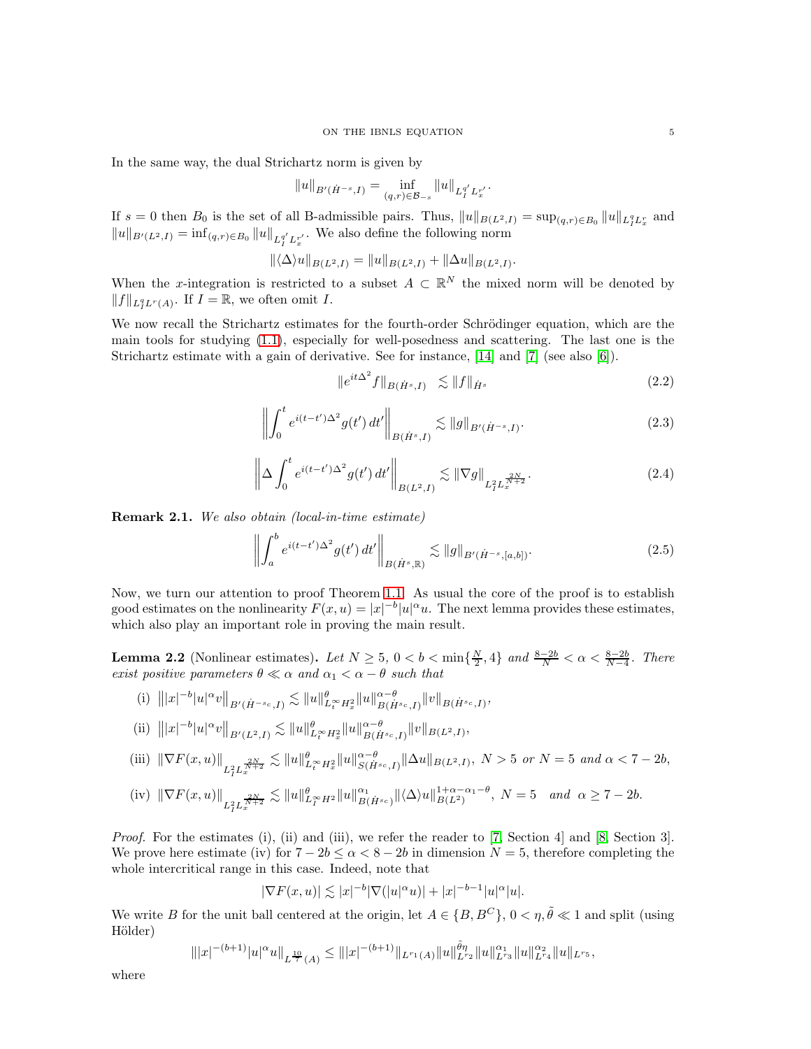In the same way, the dual Strichartz norm is given by

$$\|u\|_{B'(\dot{H}^{-s},I)} = \inf_{(q,r)\in \mathcal{B}_{-s}} \|u\|_{L_I^{q'}L_x^{r'}}.$$

If $s=0$ then $B_0$ is the set of all B-admissible pairs. Thus, $\|u\|_{B(L^2,I)} = \sup_{(q,r)\in B_0} \|u\|_{L_I^q L_x^r}$ and $\|u\|_{B'(L^2,I)} = \inf_{(q,r)\in B_0} \|u\|_{L_I^{q'}L_x^{r'}}$. We also define the following norm

$$\|\langle \Delta \rangle u\|_{B(L^2,I)} = \|u\|_{B(L^2,I)} + \|\Delta u\|_{B(L^2,I)}.$$

When the $x$-integration is restricted to a subset $A \subset \mathbb{R}^N$ the mixed norm will be denoted by $\|f\|_{L_I^q L^r(A)}$. If $I = \mathbb{R}$, we often omit $I$.

We now recall the Strichartz estimates for the fourth-order Schrödinger equation, which are the main tools for studying (1.1), especially for well-posedness and scattering. The last one is the Strichartz estimate with a gain of derivative. See for instance, [14] and [7] (see also [6]).

$$\|e^{it\Delta^2} f\|_{B(\dot{H}^s,I)} \lesssim \|f\|_{\dot{H}^s} \tag{2.2}$$

$$\left\| \int_0^t e^{i(t-t')\Delta^2} g(t')\, dt' \right\|_{B(\dot{H}^s,I)} \lesssim \|g\|_{B'(\dot{H}^{-s},I)}. \tag{2.3}$$

$$\left\| \Delta \int_0^t e^{i(t-t')\Delta^2} g(t')\, dt' \right\|_{B(L^2,I)} \lesssim \|\nabla g\|_{L_I^2 L_x^{\frac{2N}{N+2}}}. \tag{2.4}$$

**Remark 2.1.** *We also obtain (local-in-time estimate)*

$$\left\| \int_a^b e^{i(t-t')\Delta^2} g(t')\, dt' \right\|_{B(\dot{H}^s,\mathbb{R})} \lesssim \|g\|_{B'(\dot{H}^{-s},[a,b])}. \tag{2.5}$$

Now, we turn our attention to proof Theorem 1.1. As usual the core of the proof is to establish good estimates on the nonlinearity $F(x,u) = |x|^{-b}|u|^\alpha u$. The next lemma provides these estimates, which also play an important role in proving the main result.

**Lemma 2.2** (Nonlinear estimates)**.** *Let $N \geq 5$, $0 < b < \min\{\frac{N}{2}, 4\}$ and $\frac{8-2b}{N} < \alpha < \frac{8-2b}{N-4}$. There exist positive parameters $\theta \ll \alpha$ and $\alpha_1 < \alpha - \theta$ such that*

(i) $\big\||x|^{-b}|u|^\alpha v\big\|_{B'(\dot{H}^{-s_c},I)} \lesssim \|u\|^\theta_{L_t^\infty H_x^2} \|u\|^{\alpha-\theta}_{B(\dot{H}^{s_c},I)} \|v\|_{B(\dot{H}^{s_c},I)}$,

(ii) $\big\||x|^{-b}|u|^\alpha v\big\|_{B'(L^2,I)} \lesssim \|u\|^\theta_{L_t^\infty H_x^2} \|u\|^{\alpha-\theta}_{B(\dot{H}^{s_c},I)} \|v\|_{B(L^2,I)}$,

(iii) $\|\nabla F(x,u)\|_{L_I^2 L_x^{\frac{2N}{N+2}}} \lesssim \|u\|^\theta_{L_t^\infty H_x^2} \|u\|^{\alpha-\theta}_{S(\dot{H}^{s_c},I)} \|\Delta u\|_{B(L^2,I)}$, $N > 5$ or $N = 5$ and $\alpha < 7 - 2b$,

(iv) $\|\nabla F(x,u)\|_{L_I^2 L_x^{\frac{2N}{N+2}}} \lesssim \|u\|^\theta_{L_I^\infty H^2} \|u\|^{\alpha_1}_{B(\dot{H}^{s_c})} \|\langle \Delta \rangle u\|^{1+\alpha-\alpha_1-\theta}_{B(L^2)}$, $N = 5$ and $\alpha \geq 7 - 2b$.

*Proof.* For the estimates (i), (ii) and (iii), we refer the reader to [7, Section 4] and [8, Section 3]. We prove here estimate (iv) for $7 - 2b \leq \alpha < 8 - 2b$ in dimension $N = 5$, therefore completing the whole intercritical range in this case. Indeed, note that

$$|\nabla F(x,u)| \lesssim |x|^{-b}|\nabla(|u|^\alpha u)| + |x|^{-b-1}|u|^\alpha |u|.$$

We write $B$ for the unit ball centered at the origin, let $A \in \{B, B^C\}$, $0 < \eta, \tilde{\theta} \ll 1$ and split (using Hölder)

$$\big\||x|^{-(b+1)}|u|^\alpha u\big\|_{L^{\frac{10}{7}}(A)} \leq \||x|^{-(b+1)}\|_{L^{r_1}(A)} \|u\|^{\tilde{\theta}\eta}_{L^{r_2}} \|u\|^{\alpha_1}_{L^{r_3}} \|u\|^{\alpha_2}_{L^{r_4}} \|u\|_{L^{r_5}},$$

where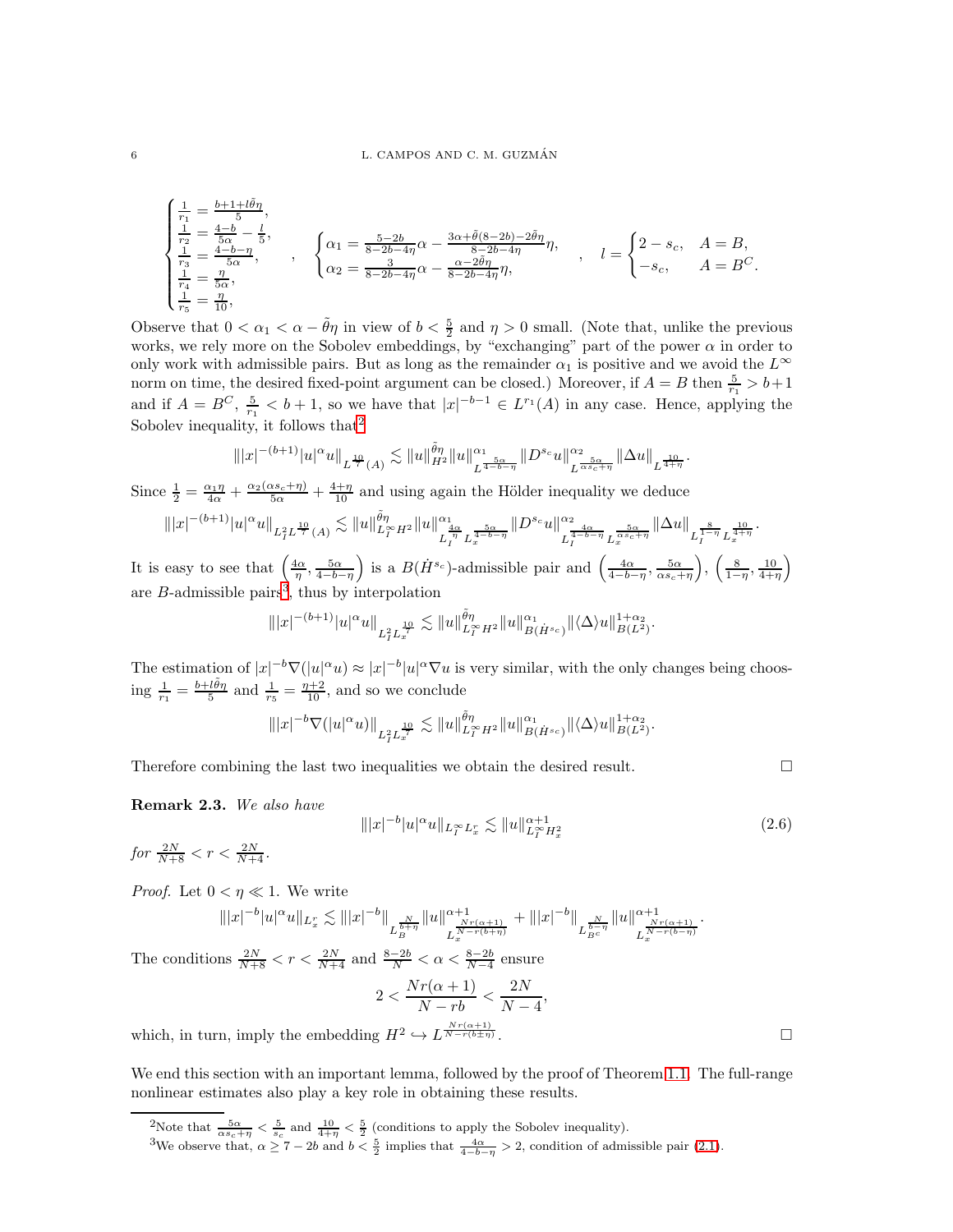$$
\begin{cases}
\frac{1}{r_1} = \frac{b+1+l\tilde{\theta}\eta}{5},\\
\frac{1}{r_2} = \frac{4-b}{5\alpha} - \frac{l}{5},\\
\frac{1}{r_3} = \frac{4-b-\eta}{5\alpha},\\
\frac{1}{r_4} = \frac{\eta}{5\alpha},\\
\frac{1}{r_5} = \frac{\eta}{10},
\end{cases}
\quad , \quad
\begin{cases}
\alpha_1 = \frac{5-2b}{8-2b-4\eta}\alpha - \frac{3\alpha+\tilde{\theta}(8-2b)-2\tilde{\theta}\eta}{8-2b-4\eta}\eta,\\
\alpha_2 = \frac{3}{8-2b-4\eta}\alpha - \frac{\alpha-2\tilde{\theta}\eta}{8-2b-4\eta}\eta,
\end{cases}
\quad , \quad
l = \begin{cases} 2-s_c, & A = B,\\ -s_c, & A = B^C. \end{cases}
$$

Observe that $0 < \alpha_1 < \alpha - \tilde{\theta}\eta$ in view of $b < \frac{5}{2}$ and $\eta > 0$ small. (Note that, unlike the previous works, we rely more on the Sobolev embeddings, by "exchanging" part of the power $\alpha$ in order to only work with admissible pairs. But as long as the remainder $\alpha_1$ is positive and we avoid the $L^\infty$ norm on time, the desired fixed-point argument can be closed.) Moreover, if $A = B$ then $\frac{5}{r_1} > b+1$ and if $A = B^C$, $\frac{5}{r_1} < b+1$, so we have that $|x|^{-b-1} \in L^{r_1}(A)$ in any case. Hence, applying the Sobolev inequality, it follows that[2]

$$
\||x|^{-(b+1)}|u|^\alpha u\|_{L^{\frac{10}{7}}(A)} \lesssim \|u\|_{H^2}^{\tilde{\theta}\eta}\|u\|^{\alpha_1}_{L^{\frac{5\alpha}{4-b-\eta}}}\|D^{s_c}u\|^{\alpha_2}_{L^{\frac{5\alpha}{\alpha s_c+\eta}}}\|\Delta u\|_{L^{\frac{10}{4+\eta}}}.
$$

Since $\frac{1}{2} = \frac{\alpha_1\eta}{4\alpha} + \frac{\alpha_2(\alpha s_c+\eta)}{5\alpha} + \frac{4+\eta}{10}$ and using again the Hölder inequality we deduce

$$
\||x|^{-(b+1)}|u|^\alpha u\|_{L^2_IL^{\frac{10}{7}}(A)} \lesssim \|u\|_{L_I^\infty H^2}^{\tilde{\theta}\eta}\|u\|^{\alpha_1}_{L_I^{\frac{4\alpha}{\eta}}L_x^{\frac{5\alpha}{4-b-\eta}}}\|D^{s_c}u\|^{\alpha_2}_{L_I^{\frac{4\alpha}{4-b-\eta}}L_x^{\frac{5\alpha}{\alpha s_c+\eta}}}\|\Delta u\|_{L_I^{\frac{8}{1-\eta}}L_x^{\frac{10}{4+\eta}}}.
$$

It is easy to see that $\left(\frac{4\alpha}{\eta}, \frac{5\alpha}{4-b-\eta}\right)$ is a $B(\dot{H}^{s_c})$-admissible pair and $\left(\frac{4\alpha}{4-b-\eta}, \frac{5\alpha}{\alpha s_c+\eta}\right)$, $\left(\frac{8}{1-\eta}, \frac{10}{4+\eta}\right)$ are $B$-admissible pairs[3], thus by interpolation

$$
\||x|^{-(b+1)}|u|^\alpha u\|_{L^2_IL_x^{\frac{10}{7}}} \lesssim \|u\|_{L_I^\infty H^2}^{\tilde{\theta}\eta}\|u\|^{\alpha_1}_{B(\dot{H}^{s_c})}\|\langle\Delta\rangle u\|^{1+\alpha_2}_{B(L^2)}.
$$

The estimation of $|x|^{-b}\nabla(|u|^\alpha u) \approx |x|^{-b}|u|^\alpha\nabla u$ is very similar, with the only changes being choosing $\frac{1}{r_1} = \frac{b+l\tilde{\theta}\eta}{5}$ and $\frac{1}{r_5} = \frac{\eta+2}{10}$, and so we conclude

$$
\||x|^{-b}\nabla(|u|^\alpha u)\|_{L^2_IL_x^{\frac{10}{7}}} \lesssim \|u\|_{L_I^\infty H^2}^{\tilde{\theta}\eta}\|u\|^{\alpha_1}_{B(\dot{H}^{s_c})}\|\langle\Delta\rangle u\|^{1+\alpha_2}_{B(L^2)}.
$$

Therefore combining the last two inequalities we obtain the desired result. □

**Remark 2.3.** *We also have*

$$
\||x|^{-b}|u|^\alpha u\|_{L_I^\infty L_x^r} \lesssim \|u\|^{\alpha+1}_{L_I^\infty H_x^2} \tag{2.6}
$$

*for* $\frac{2N}{N+8} < r < \frac{2N}{N+4}$.

*Proof.* Let $0 < \eta \ll 1$. We write

$$
\||x|^{-b}|u|^\alpha u\|_{L_x^r} \lesssim \||x|^{-b}\|_{L_B^{\frac{N}{b+\eta}}}\|u\|^{\alpha+1}_{L_x^{\frac{Nr(\alpha+1)}{N-r(b+\eta)}}} + \||x|^{-b}\|_{L_{B^c}^{\frac{N}{b-\eta}}}\|u\|^{\alpha+1}_{L_x^{\frac{Nr(\alpha+1)}{N-r(b-\eta)}}}.
$$

The conditions $\frac{2N}{N+8} < r < \frac{2N}{N+4}$ and $\frac{8-2b}{N} < \alpha < \frac{8-2b}{N-4}$ ensure

$$
2 < \frac{Nr(\alpha+1)}{N-rb} < \frac{2N}{N-4},
$$

which, in turn, imply the embedding $H^2 \hookrightarrow L^{\frac{Nr(\alpha+1)}{N-r(b\pm\eta)}}$. □

We end this section with an important lemma, followed by the proof of Theorem 1.1. The full-range nonlinear estimates also play a key role in obtaining these results.

---

[2] Note that $\frac{5\alpha}{\alpha s_c+\eta} < \frac{5}{s_c}$ and $\frac{10}{4+\eta} < \frac{5}{2}$ (conditions to apply the Sobolev inequality).

[3] We observe that, $\alpha \geq 7-2b$ and $b < \frac{5}{2}$ implies that $\frac{4\alpha}{4-b-\eta} > 2$, condition of admissible pair (2.1).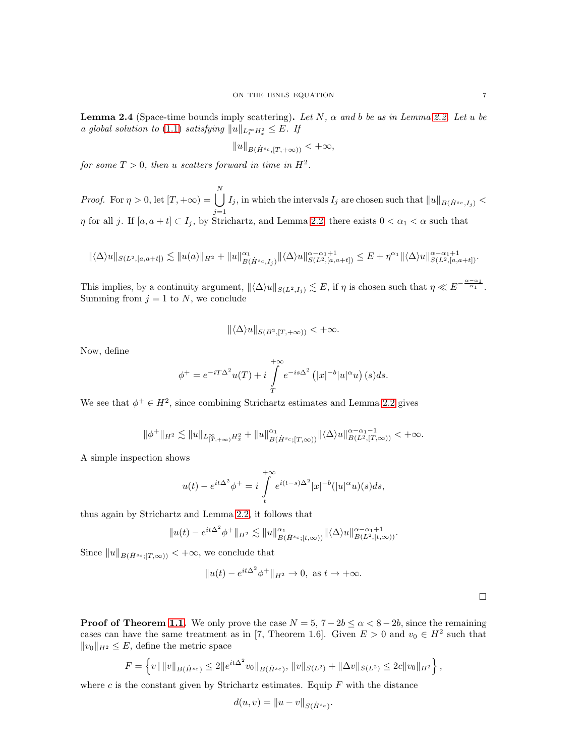**Lemma 2.4** (Space-time bounds imply scattering). *Let $N$, $\alpha$ and $b$ be as in Lemma 2.2. Let $u$ be a global solution to (1.1) satisfying $\|u\|_{L_t^\infty H_x^2} \le E$. If*

$$\|u\|_{B(\dot{H}^{s_c},[T,+\infty))} < +\infty,$$

*for some $T > 0$, then $u$ scatters forward in time in $H^2$.*

*Proof.* For $\eta > 0$, let $[T, +\infty) = \bigcup_{j=1}^{N} I_j$, in which the intervals $I_j$ are chosen such that $\|u\|_{B(\dot{H}^{s_c},I_j)} < \eta$ for all $j$. If $[a, a+t] \subset I_j$, by Strichartz, and Lemma 2.2, there exists $0 < \alpha_1 < \alpha$ such that

$$\|\langle\Delta\rangle u\|_{S(L^2,[a,a+t])} \lesssim \|u(a)\|_{H^2} + \|u\|^{\alpha_1}_{B(\dot{H}^{s_c},I_j)} \|\langle\Delta\rangle u\|^{\alpha-\alpha_1+1}_{S(L^2,[a,a+t])} \le E + \eta^{\alpha_1} \|\langle\Delta\rangle u\|^{\alpha-\alpha_1+1}_{S(L^2,[a,a+t])}.$$

This implies, by a continuity argument, $\|\langle\Delta\rangle u\|_{S(L^2,I_j)} \lesssim E$, if $\eta$ is chosen such that $\eta \ll E^{-\frac{\alpha-\alpha_1}{\alpha_1}}$. Summing from $j = 1$ to $N$, we conclude

$$\|\langle\Delta\rangle u\|_{S(B^2,[T,+\infty))} < +\infty.$$

Now, define

$$\phi^+ = e^{-iT\Delta^2} u(T) + i \int_T^{+\infty} e^{-is\Delta^2} \left(|x|^{-b}|u|^\alpha u\right)(s) ds.$$

We see that $\phi^+ \in H^2$, since combining Strichartz estimates and Lemma 2.2 gives

$$\|\phi^+\|_{H^2} \lesssim \|u\|_{L^\infty_{[T,+\infty)} H_x^2} + \|u\|^{\alpha_1}_{B(\dot{H}^{s_c};[T,\infty))} \|\langle\Delta\rangle u\|^{\alpha-\alpha_1-1}_{B(L^2,[T,\infty))} < +\infty.$$

A simple inspection shows

$$u(t) - e^{it\Delta^2}\phi^+ = i \int_t^{+\infty} e^{i(t-s)\Delta^2} |x|^{-b} (|u|^\alpha u)(s) ds,$$

thus again by Strichartz and Lemma 2.2, it follows that

$$\|u(t) - e^{it\Delta^2}\phi^+\|_{H^2} \lesssim \|u\|^{\alpha_1}_{B(\dot{H}^{s_c};[t,\infty))} \|\langle\Delta\rangle u\|^{\alpha-\alpha_1+1}_{B(L^2,[t,\infty))}.$$

Since $\|u\|_{B(\dot{H}^{s_c};[T,\infty))} < +\infty$, we conclude that

$$\|u(t) - e^{it\Delta^2}\phi^+\|_{H^2} \to 0, \text{ as } t \to +\infty.$$

□

**Proof of Theorem 1.1.** We only prove the case $N = 5$, $7 - 2b \le \alpha < 8 - 2b$, since the remaining cases can have the same treatment as in [7, Theorem 1.6]. Given $E > 0$ and $v_0 \in H^2$ such that $\|v_0\|_{H^2} \le E$, define the metric space

$$F = \left\{ v \,|\, \|v\|_{B(\dot{H}^{s_c})} \le 2\|e^{it\Delta^2} v_0\|_{B(\dot{H}^{s_c})},\ \|v\|_{S(L^2)} + \|\Delta v\|_{S(L^2)} \le 2c\|v_0\|_{H^2} \right\},$$

where $c$ is the constant given by Strichartz estimates. Equip $F$ with the distance

$$d(u, v) = \|u - v\|_{S(\dot{H}^{s_c})}.$$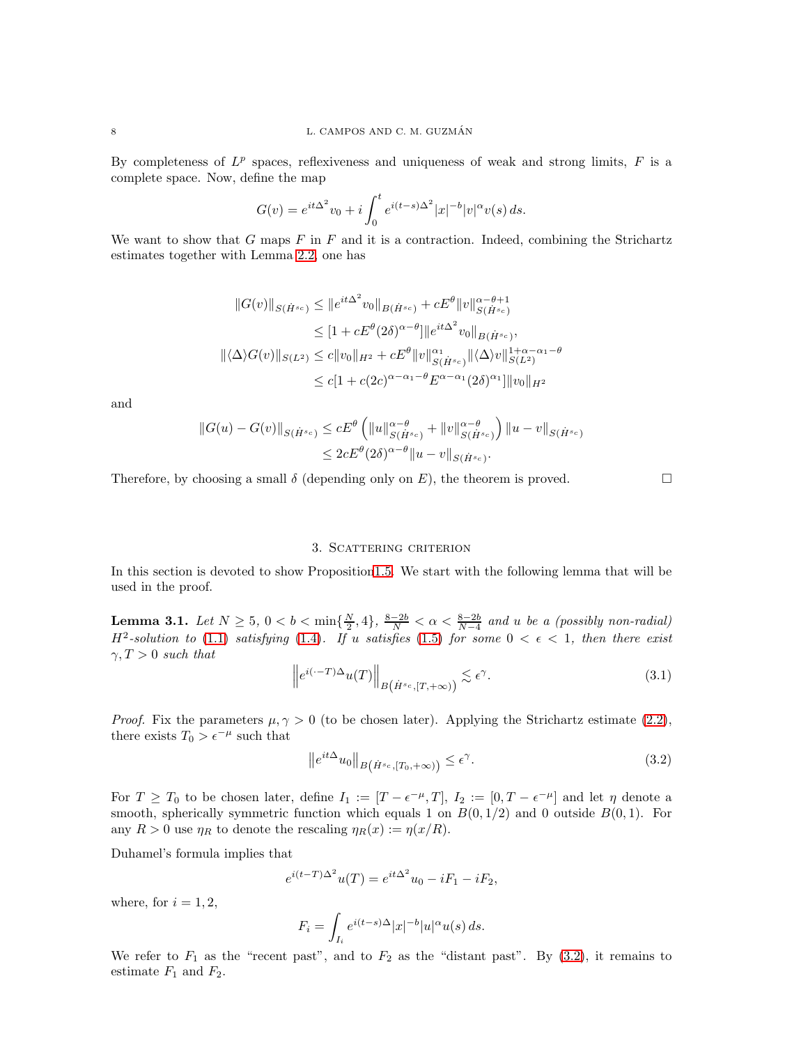By completeness of $L^p$ spaces, reflexiveness and uniqueness of weak and strong limits, $F$ is a complete space. Now, define the map

$$G(v) = e^{it\Delta^2}v_0 + i\int_0^t e^{i(t-s)\Delta^2}|x|^{-b}|v|^{\alpha}v(s)\,ds.$$

We want to show that $G$ maps $F$ in $F$ and it is a contraction. Indeed, combining the Strichartz estimates together with Lemma 2.2, one has

$$\begin{aligned}
\|G(v)\|_{S(\dot H^{s_c})} &\leq \|e^{it\Delta^2}v_0\|_{B(\dot H^{s_c})} + cE^{\theta}\|v\|^{\alpha-\theta+1}_{S(\dot H^{s_c})}\\
&\leq [1 + cE^{\theta}(2\delta)^{\alpha-\theta}]\|e^{it\Delta^2}v_0\|_{B(\dot H^{s_c})},\\
\|\langle\Delta\rangle G(v)\|_{S(L^2)} &\leq c\|v_0\|_{H^2} + cE^{\theta}\|v\|^{\alpha_1}_{S(\dot H^{s_c})}\|\langle\Delta\rangle v\|^{1+\alpha-\alpha_1-\theta}_{S(L^2)}\\
&\leq c[1 + c(2c)^{\alpha-\alpha_1-\theta}E^{\alpha-\alpha_1}(2\delta)^{\alpha_1}]\|v_0\|_{H^2}
\end{aligned}$$

and

$$\begin{aligned}
\|G(u)-G(v)\|_{S(\dot H^{s_c})} &\leq cE^{\theta}\left(\|u\|^{\alpha-\theta}_{S(\dot H^{s_c})} + \|v\|^{\alpha-\theta}_{S(\dot H^{s_c})}\right)\|u-v\|_{S(\dot H^{s_c})}\\
&\leq 2cE^{\theta}(2\delta)^{\alpha-\theta}\|u-v\|_{S(\dot H^{s_c})}.
\end{aligned}$$

Therefore, by choosing a small $\delta$ (depending only on $E$), the theorem is proved. □

## 3. Scattering criterion

In this section is devoted to show Proposition1.5. We start with the following lemma that will be used in the proof.

**Lemma 3.1.** *Let $N \geq 5$, $0 < b < \min\{\frac{N}{2}, 4\}$, $\frac{8-2b}{N} < \alpha < \frac{8-2b}{N-4}$ and $u$ be a (possibly non-radial) $H^2$-solution to (1.1) satisfying (1.4). If $u$ satisfies (1.5) for some $0 < \epsilon < 1$, then there exist $\gamma, T > 0$ such that*

$$\left\|e^{i(\cdot-T)\Delta}u(T)\right\|_{B\left(\dot H^{s_c},[T,+\infty)\right)} \lesssim \epsilon^{\gamma}. \tag{3.1}$$

*Proof.* Fix the parameters $\mu, \gamma > 0$ (to be chosen later). Applying the Strichartz estimate (2.2), there exists $T_0 > \epsilon^{-\mu}$ such that

$$\left\|e^{it\Delta}u_0\right\|_{B\left(\dot H^{s_c},[T_0,+\infty)\right)} \leq \epsilon^{\gamma}. \tag{3.2}$$

For $T \geq T_0$ to be chosen later, define $I_1 := [T-\epsilon^{-\mu}, T]$, $I_2 := [0, T-\epsilon^{-\mu}]$ and let $\eta$ denote a smooth, spherically symmetric function which equals 1 on $B(0,1/2)$ and 0 outside $B(0,1)$. For any $R > 0$ use $\eta_R$ to denote the rescaling $\eta_R(x) := \eta(x/R)$.

Duhamel's formula implies that

$$e^{i(t-T)\Delta^2}u(T) = e^{it\Delta^2}u_0 - iF_1 - iF_2,$$

where, for $i = 1,2$,

$$F_i = \int_{I_i} e^{i(t-s)\Delta}|x|^{-b}|u|^{\alpha}u(s)\,ds.$$

We refer to $F_1$ as the "recent past", and to $F_2$ as the "distant past". By (3.2), it remains to estimate $F_1$ and $F_2$.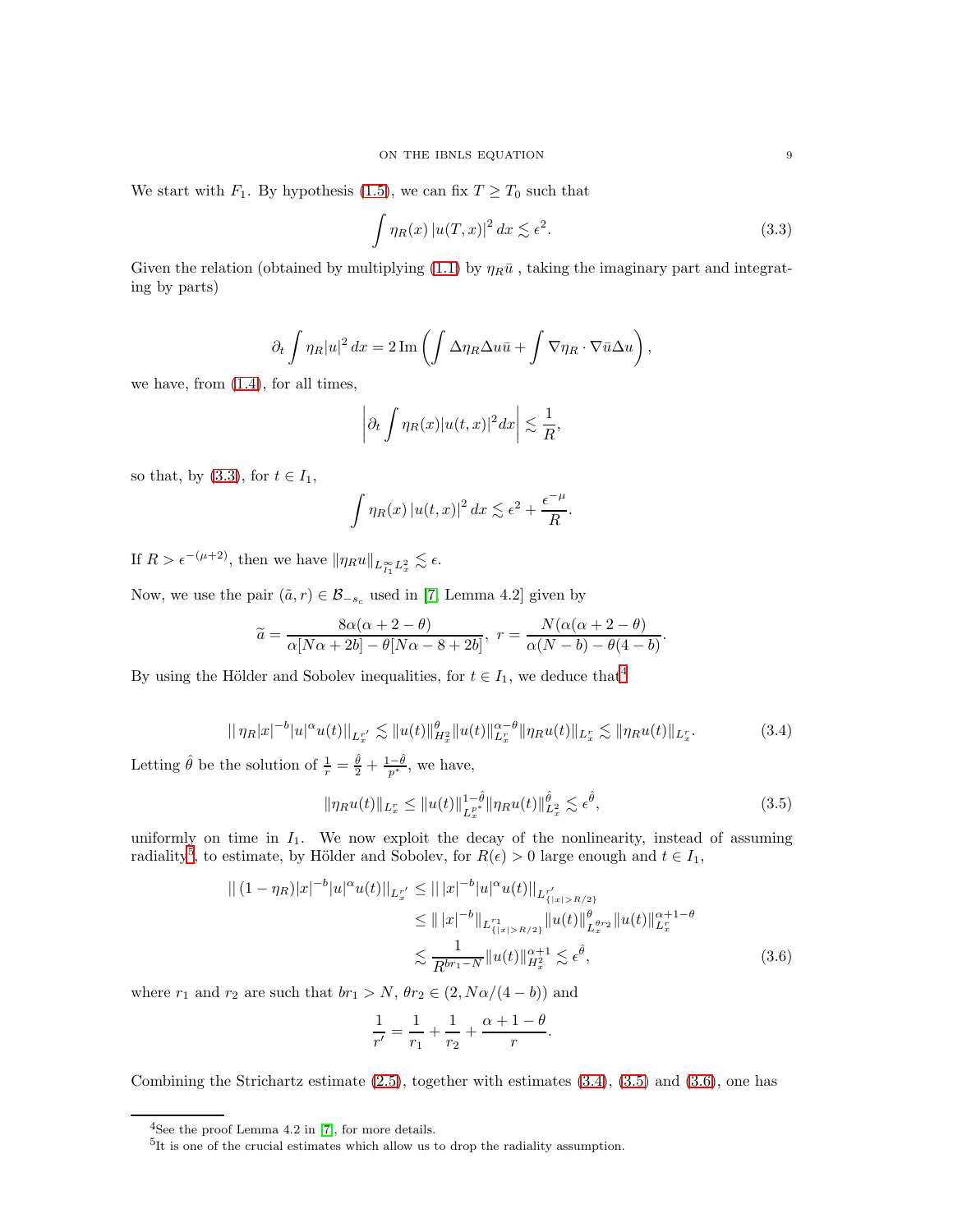We start with $F_1$. By hypothesis (1.5), we can fix $T \geq T_0$ such that

$$\int \eta_R(x)\, |u(T,x)|^2\, dx \lesssim \epsilon^2. \tag{3.3}$$

Given the relation (obtained by multiplying (1.1) by $\eta_R \bar{u}$ , taking the imaginary part and integrating by parts)

$$\partial_t \int \eta_R |u|^2\, dx = 2\,\mathrm{Im}\left( \int \Delta\eta_R \Delta u \bar{u} + \int \nabla \eta_R \cdot \nabla \bar{u} \Delta u \right),$$

we have, from (1.4), for all times,

$$\left| \partial_t \int \eta_R(x) |u(t,x)|^2 dx \right| \lesssim \frac{1}{R},$$

so that, by (3.3), for $t \in I_1$,

$$\int \eta_R(x)\, |u(t,x)|^2\, dx \lesssim \epsilon^2 + \frac{\epsilon^{-\mu}}{R}.$$

If $R > \epsilon^{-(\mu+2)}$, then we have $\|\eta_R u\|_{L^\infty_{I_1} L^2_x} \lesssim \epsilon$.

Now, we use the pair $(\tilde{a}, r) \in \mathcal{B}_{-s_c}$ used in [7, Lemma 4.2] given by

$$\widetilde{a} = \frac{8\alpha(\alpha+2-\theta)}{\alpha[N\alpha+2b] - \theta[N\alpha - 8 + 2b]},\ r = \frac{N(\alpha(\alpha+2-\theta)}{\alpha(N-b) - \theta(4-b)}.$$

By using the Hölder and Sobolev inequalities, for $t \in I_1$, we deduce that[4]

$$\|\, \eta_R |x|^{-b} |u|^\alpha u(t) \|_{L^{r'}_x} \lesssim \|u(t)\|^\theta_{H^2_x} \|u(t)\|^{\alpha-\theta}_{L^r_x} \|\eta_R u(t)\|_{L^r_x} \lesssim \|\eta_R u(t)\|_{L^r_x}. \tag{3.4}$$

Letting $\hat{\theta}$ be the solution of $\frac{1}{r} = \frac{\hat{\theta}}{2} + \frac{1-\hat{\theta}}{p^*}$, we have,

$$\|\eta_R u(t)\|_{L^r_x} \leq \|u(t)\|^{1-\hat{\theta}}_{L^{p^*}_x} \|\eta_R u(t)\|^{\hat{\theta}}_{L^2_x} \lesssim \epsilon^{\hat{\theta}}, \tag{3.5}$$

uniformly on time in $I_1$. We now exploit the decay of the nonlinearity, instead of assuming radiality[5], to estimate, by Hölder and Sobolev, for $R(\epsilon) > 0$ large enough and $t \in I_1$,

$$\begin{aligned}
\|\, (1-\eta_R) |x|^{-b} |u|^\alpha u(t) \|_{L^{r'}_x} &\leq \|\, |x|^{-b} |u|^\alpha u(t) \|_{L^{r'}_{\{|x|>R/2\}}} \\
&\leq \|\, |x|^{-b}\|_{L^{r_1}_{\{|x|>R/2\}}} \|u(t)\|^\theta_{L^{\theta r_2}_x} \|u(t)\|^{\alpha+1-\theta}_{L^r_x} \\
&\lesssim \frac{1}{R^{br_1 - N}} \|u(t)\|^{\alpha+1}_{H^2_x} \lesssim \epsilon^{\hat{\theta}},
\end{aligned} \tag{3.6}$$

where $r_1$ and $r_2$ are such that $br_1 > N$, $\theta r_2 \in (2, N\alpha/(4-b))$ and

$$\frac{1}{r'} = \frac{1}{r_1} + \frac{1}{r_2} + \frac{\alpha+1-\theta}{r}.$$

Combining the Strichartz estimate (2.5), together with estimates (3.4), (3.5) and (3.6), one has

[4] See the proof Lemma 4.2 in [7], for more details.

[5] It is one of the crucial estimates which allow us to drop the radiality assumption.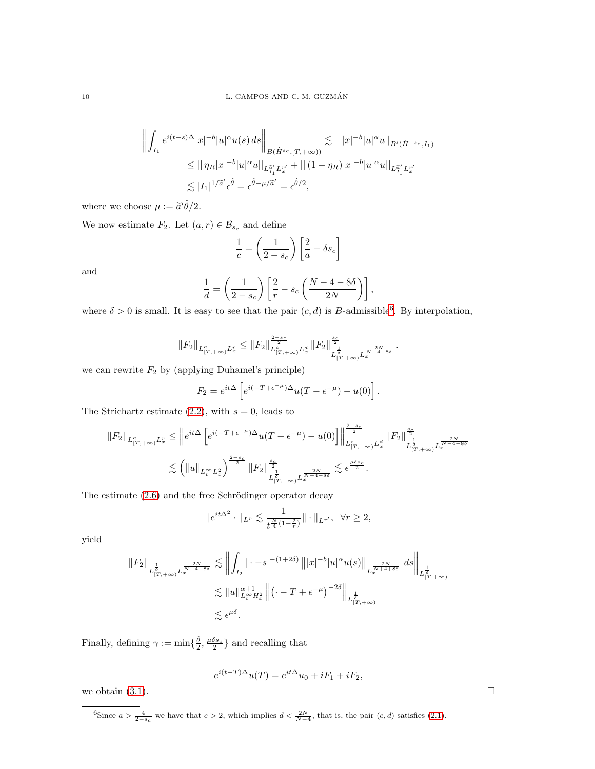$$
\begin{aligned}
\left\|\int_{I_1} e^{i(t-s)\Delta}|x|^{-b}|u|^{\alpha}u(s)\,ds\right\|_{B(\dot H^{s_c},[T,+\infty))} &\lesssim \|\,|x|^{-b}|u|^{\alpha}u\|_{B'(\dot H^{-s_c},I_1)}\\
&\leq \|\,\eta_R|x|^{-b}|u|^{\alpha}u\|_{L^{\widetilde a'}_{I_1}L^{r'}_x} + \|\,(1-\eta_R)|x|^{-b}|u|^{\alpha}u\|_{L^{\widetilde a'}_{I_1}L^{r'}_x}\\
&\lesssim |I_1|^{1/\widetilde a'}\epsilon^{\hat\theta} = \epsilon^{\hat\theta-\mu/\widetilde a'} = \epsilon^{\hat\theta/2},
\end{aligned}
$$

where we choose $\mu := \widetilde a'\hat\theta/2$.

We now estimate $F_2$. Let $(a,r)\in\mathcal{B}_{s_c}$ and define

$$
\frac{1}{c} = \left(\frac{1}{2-s_c}\right)\left[\frac{2}{a} - \delta s_c\right]
$$

and

$$
\frac{1}{d} = \left(\frac{1}{2-s_c}\right)\left[\frac{2}{r} - s_c\left(\frac{N-4-8\delta}{2N}\right)\right],
$$

where $\delta>0$ is small. It is easy to see that the pair $(c,d)$ is $B$-admissible[6]. By interpolation,

$$
\|F_2\|_{L^a_{[T,+\infty)}L^r_x} \leq \|F_2\|^{\frac{2-s_c}{2}}_{L^c_{[T,+\infty)}L^d_x}\|F_2\|^{\frac{s_c}{2}}_{L^{\frac{1}{\delta}}_{[T,+\infty)}L_x^{\frac{2N}{N-4-8\delta}}}.
$$

we can rewrite $F_2$ by (applying Duhamel's principle)

$$
F_2 = e^{it\Delta}\left[e^{i(-T+\epsilon^{-\mu})\Delta}u(T-\epsilon^{-\mu}) - u(0)\right].
$$

The Strichartz estimate (2.2), with $s=0$, leads to

$$
\begin{aligned}
\|F_2\|_{L^a_{[T,+\infty)}L^r_x} &\leq \left\|e^{it\Delta}\left[e^{i(-T+\epsilon^{-\mu})\Delta}u(T-\epsilon^{-\mu})-u(0)\right]\right\|^{\frac{2-s_c}{2}}_{L^c_{[T,+\infty)}L^d_x}\|F_2\|^{\frac{s_c}{2}}_{L^{\frac{1}{\delta}}_{[T,+\infty)}L_x^{\frac{2N}{N-4-8\delta}}}\\
&\lesssim \left(\|u\|_{L^\infty_tL^2_x}\right)^{\frac{2-s_c}{2}}\|F_2\|^{\frac{s_c}{2}}_{L^{\frac{1}{\delta}}_{[T,+\infty)}L_x^{\frac{2N}{N-4-8\delta}}} \lesssim \epsilon^{\frac{\mu\delta s_c}{2}}.
\end{aligned}
$$

The estimate (2.6) and the free Schrödinger operator decay

$$
\|e^{it\Delta^2}\cdot\|_{L^r} \lesssim \frac{1}{t^{\frac{N}{4}(1-\frac{2}{r})}}\|\cdot\|_{L^{r'}},\ \ \forall r\geq 2,
$$

yield

$$
\begin{aligned}
\|F_2\|_{L^{\frac{1}{\delta}}_{[T,+\infty)}L_x^{\frac{2N}{N-4-8\delta}}} &\lesssim \left\|\int_{I_2}|\cdot-s|^{-(1+2\delta)}\left\||x|^{-b}|u|^{\alpha}u(s)\right\|_{L_x^{\frac{2N}{N+4+8\delta}}}\,ds\right\|_{L^{\frac{1}{\delta}}_{[T,+\infty)}}\\
&\lesssim \|u\|^{\alpha+1}_{L^\infty_tH^2_x}\left\|\left(\cdot-T+\epsilon^{-\mu}\right)^{-2\delta}\right\|_{L^{\frac{1}{\delta}}_{[T,+\infty)}}\\
&\lesssim \epsilon^{\mu\delta}.
\end{aligned}
$$

Finally, defining $\gamma := \min\{\frac{\hat\theta}{2},\frac{\mu\delta s_c}{2}\}$ and recalling that

$$
e^{i(t-T)\Delta}u(T) = e^{it\Delta}u_0 + iF_1 + iF_2,
$$

we obtain (3.1). □

[6] Since $a > \frac{4}{2-s_c}$ we have that $c>2$, which implies $d<\frac{2N}{N-4}$, that is, the pair $(c,d)$ satisfies (2.1).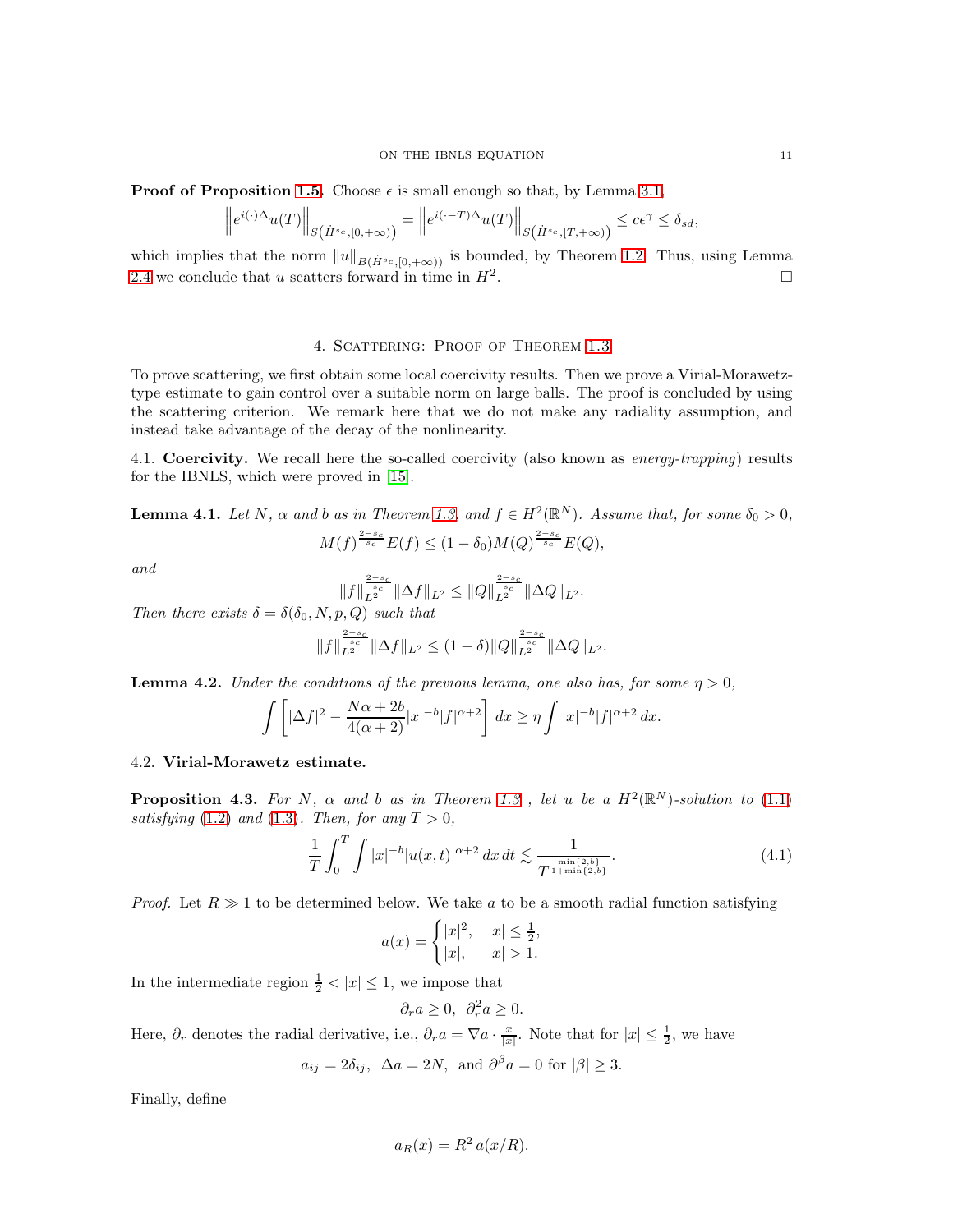**Proof of Proposition 1.5.** Choose $\epsilon$ is small enough so that, by Lemma 3.1,

$$\left\| e^{i(\cdot)\Delta} u(T) \right\|_{S\left(\dot{H}^{s_c},[0,+\infty)\right)} = \left\| e^{i(\cdot - T)\Delta} u(T) \right\|_{S\left(\dot{H}^{s_c},[T,+\infty)\right)} \leq c\epsilon^{\gamma} \leq \delta_{sd},$$

which implies that the norm $\|u\|_{B(\dot{H}^{s_c},[0,+\infty))}$ is bounded, by Theorem 1.2. Thus, using Lemma 2.4 we conclude that $u$ scatters forward in time in $H^2$. $\square$

## 4. Scattering: Proof of Theorem 1.3

To prove scattering, we first obtain some local coercivity results. Then we prove a Virial-Morawetz-type estimate to gain control over a suitable norm on large balls. The proof is concluded by using the scattering criterion. We remark here that we do not make any radiality assumption, and instead take advantage of the decay of the nonlinearity.

4.1. **Coercivity.** We recall here the so-called coercivity (also known as *energy-trapping*) results for the IBNLS, which were proved in [15].

**Lemma 4.1.** *Let $N$, $\alpha$ and $b$ as in Theorem 1.3, and $f \in H^2(\mathbb{R}^N)$. Assume that, for some $\delta_0 > 0$,*

$$M(f)^{\frac{2-s_c}{s_c}} E(f) \leq (1-\delta_0) M(Q)^{\frac{2-s_c}{s_c}} E(Q),$$

*and*

$$\|f\|_{L^2}^{\frac{2-s_c}{s_c}} \|\Delta f\|_{L^2} \leq \|Q\|_{L^2}^{\frac{2-s_c}{s_c}} \|\Delta Q\|_{L^2}.$$

*Then there exists $\delta = \delta(\delta_0, N, p, Q)$ such that*

$$\|f\|_{L^2}^{\frac{2-s_c}{s_c}} \|\Delta f\|_{L^2} \leq (1-\delta) \|Q\|_{L^2}^{\frac{2-s_c}{s_c}} \|\Delta Q\|_{L^2}.$$

**Lemma 4.2.** *Under the conditions of the previous lemma, one also has, for some $\eta > 0$,*

$$\int \left[ |\Delta f|^2 - \frac{N\alpha + 2b}{4(\alpha+2)} |x|^{-b} |f|^{\alpha+2} \right] dx \geq \eta \int |x|^{-b} |f|^{\alpha+2}\, dx.$$

4.2. **Virial-Morawetz estimate.**

**Proposition 4.3.** *For $N$, $\alpha$ and $b$ as in Theorem 1.3 , let $u$ be a $H^2(\mathbb{R}^N)$-solution to (1.1) satisfying (1.2) and (1.3). Then, for any $T > 0$,*

$$\frac{1}{T} \int_0^T \int |x|^{-b} |u(x,t)|^{\alpha+2}\, dx\, dt \lesssim \frac{1}{T^{\frac{\min\{2,b\}}{1+\min\{2,b\}}}}. \tag{4.1}$$

*Proof.* Let $R \gg 1$ to be determined below. We take $a$ to be a smooth radial function satisfying

$$a(x) = \begin{cases} |x|^2, & |x| \leq \frac{1}{2}, \\ |x|, & |x| > 1. \end{cases}$$

In the intermediate region $\frac{1}{2} < |x| \leq 1$, we impose that

$$\partial_r a \geq 0, \;\; \partial_r^2 a \geq 0.$$

Here, $\partial_r$ denotes the radial derivative, i.e., $\partial_r a = \nabla a \cdot \frac{x}{|x|}$. Note that for $|x| \leq \frac{1}{2}$, we have

$$a_{ij} = 2\delta_{ij}, \;\; \Delta a = 2N, \;\; \text{and } \partial^{\beta} a = 0 \text{ for } |\beta| \geq 3.$$

Finally, define

$$a_R(x) = R^2\, a(x/R).$$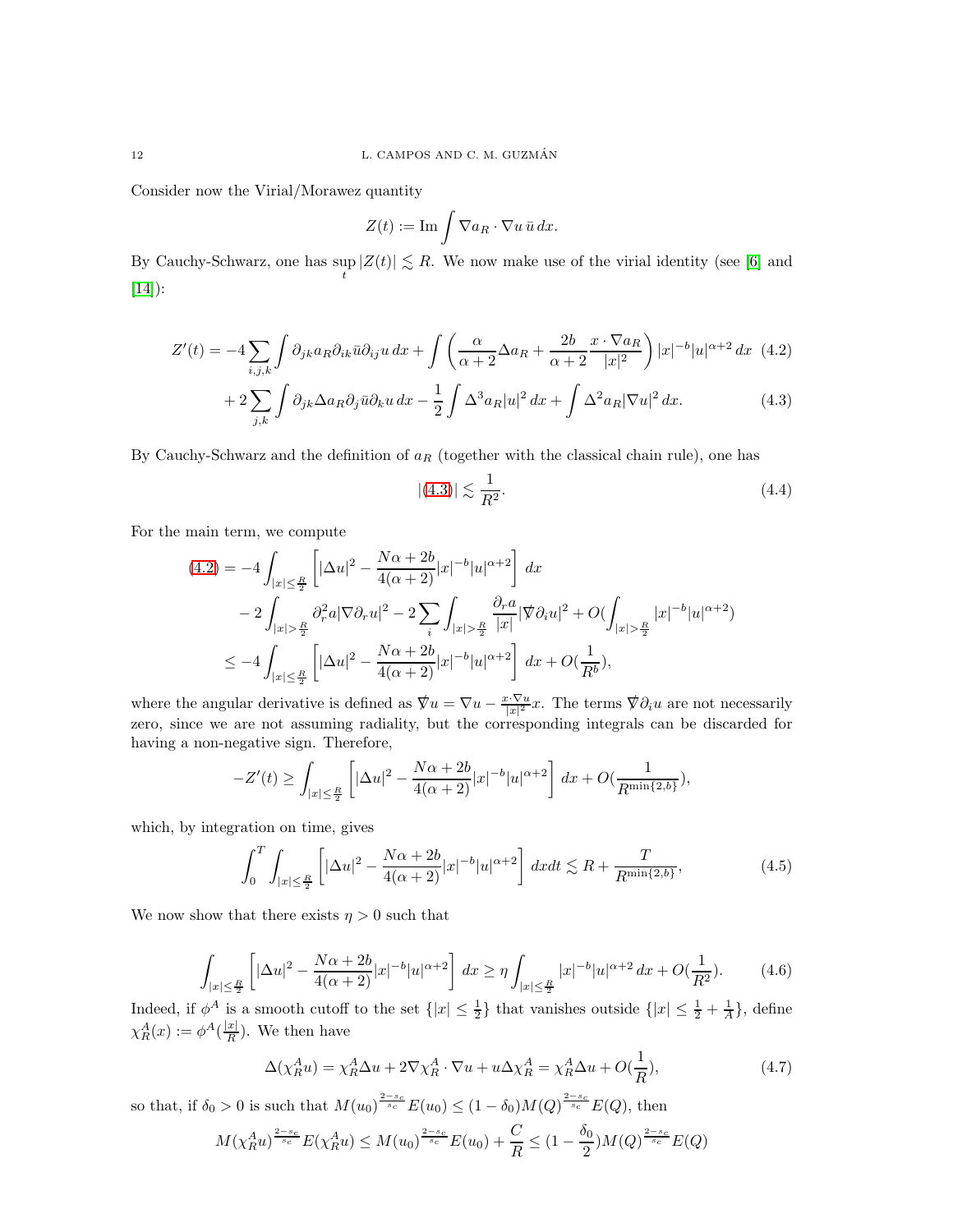Consider now the Virial/Morawez quantity

$$Z(t) := \operatorname{Im} \int \nabla a_R \cdot \nabla u \, \bar{u} \, dx.$$

By Cauchy-Schwarz, one has $\sup_t |Z(t)| \lesssim R$. We now make use of the virial identity (see [6] and [14]):

$$Z'(t) = -4 \sum_{i,j,k} \int \partial_{jk} a_R \partial_{ik} \bar{u} \partial_{ij} u \, dx + \int \left( \frac{\alpha}{\alpha+2} \Delta a_R + \frac{2b}{\alpha+2} \frac{x \cdot \nabla a_R}{|x|^2} \right) |x|^{-b} |u|^{\alpha+2} \, dx \quad (4.2)$$

$$+ 2 \sum_{j,k} \int \partial_{jk} \Delta a_R \partial_j \bar{u} \partial_k u \, dx - \frac{1}{2} \int \Delta^3 a_R |u|^2 \, dx + \int \Delta^2 a_R |\nabla u|^2 \, dx. \quad (4.3)$$

By Cauchy-Schwarz and the definition of $a_R$ (together with the classical chain rule), one has

$$|(4.3)| \lesssim \frac{1}{R^2}. \quad (4.4)$$

For the main term, we compute

$$\begin{aligned}
(4.2) &= -4 \int_{|x| \le \frac{R}{2}} \left[ |\Delta u|^2 - \frac{N\alpha + 2b}{4(\alpha+2)} |x|^{-b} |u|^{\alpha+2} \right] \, dx \\
&\quad - 2 \int_{|x| > \frac{R}{2}} \partial_r^2 a |\nabla \partial_r u|^2 - 2 \sum_i \int_{|x| > \frac{R}{2}} \frac{\partial_r a}{|x|} |\not{\nabla} \partial_i u|^2 + O\Big(\int_{|x| > \frac{R}{2}} |x|^{-b} |u|^{\alpha+2}\Big) \\
&\le -4 \int_{|x| \le \frac{R}{2}} \left[ |\Delta u|^2 - \frac{N\alpha + 2b}{4(\alpha+2)} |x|^{-b} |u|^{\alpha+2} \right] \, dx + O\Big(\frac{1}{R^b}\Big),
\end{aligned}$$

where the angular derivative is defined as $\not{\nabla} u = \nabla u - \frac{x \cdot \nabla u}{|x|^2} x$. The terms $\not{\nabla} \partial_i u$ are not necessarily zero, since we are not assuming radiality, but the corresponding integrals can be discarded for having a non-negative sign. Therefore,

$$-Z'(t) \ge \int_{|x| \le \frac{R}{2}} \left[ |\Delta u|^2 - \frac{N\alpha + 2b}{4(\alpha+2)} |x|^{-b} |u|^{\alpha+2} \right] \, dx + O\Big(\frac{1}{R^{\min\{2,b\}}}\Big),$$

which, by integration on time, gives

$$\int_0^T \int_{|x| \le \frac{R}{2}} \left[ |\Delta u|^2 - \frac{N\alpha + 2b}{4(\alpha+2)} |x|^{-b} |u|^{\alpha+2} \right] \, dx dt \lesssim R + \frac{T}{R^{\min\{2,b\}}}, \quad (4.5)$$

We now show that there exists $\eta > 0$ such that

$$\int_{|x| \le \frac{R}{2}} \left[ |\Delta u|^2 - \frac{N\alpha + 2b}{4(\alpha+2)} |x|^{-b} |u|^{\alpha+2} \right] \, dx \ge \eta \int_{|x| \le \frac{R}{2}} |x|^{-b} |u|^{\alpha+2} \, dx + O\Big(\frac{1}{R^2}\Big). \quad (4.6)$$

Indeed, if $\phi^A$ is a smooth cutoff to the set $\{|x| \le \frac{1}{2}\}$ that vanishes outside $\{|x| \le \frac{1}{2} + \frac{1}{A}\}$, define $\chi_R^A(x) := \phi^A(\frac{|x|}{R})$. We then have

$$\Delta(\chi_R^A u) = \chi_R^A \Delta u + 2 \nabla \chi_R^A \cdot \nabla u + u \Delta \chi_R^A = \chi_R^A \Delta u + O\Big(\frac{1}{R}\Big), \quad (4.7)$$

so that, if $\delta_0 > 0$ is such that $M(u_0)^{\frac{2-s_c}{s_c}} E(u_0) \le (1 - \delta_0) M(Q)^{\frac{2-s_c}{s_c}} E(Q)$, then

$$M(\chi_R^A u)^{\frac{2-s_c}{s_c}} E(\chi_R^A u) \le M(u_0)^{\frac{2-s_c}{s_c}} E(u_0) + \frac{C}{R} \le (1 - \frac{\delta_0}{2}) M(Q)^{\frac{2-s_c}{s_c}} E(Q)$$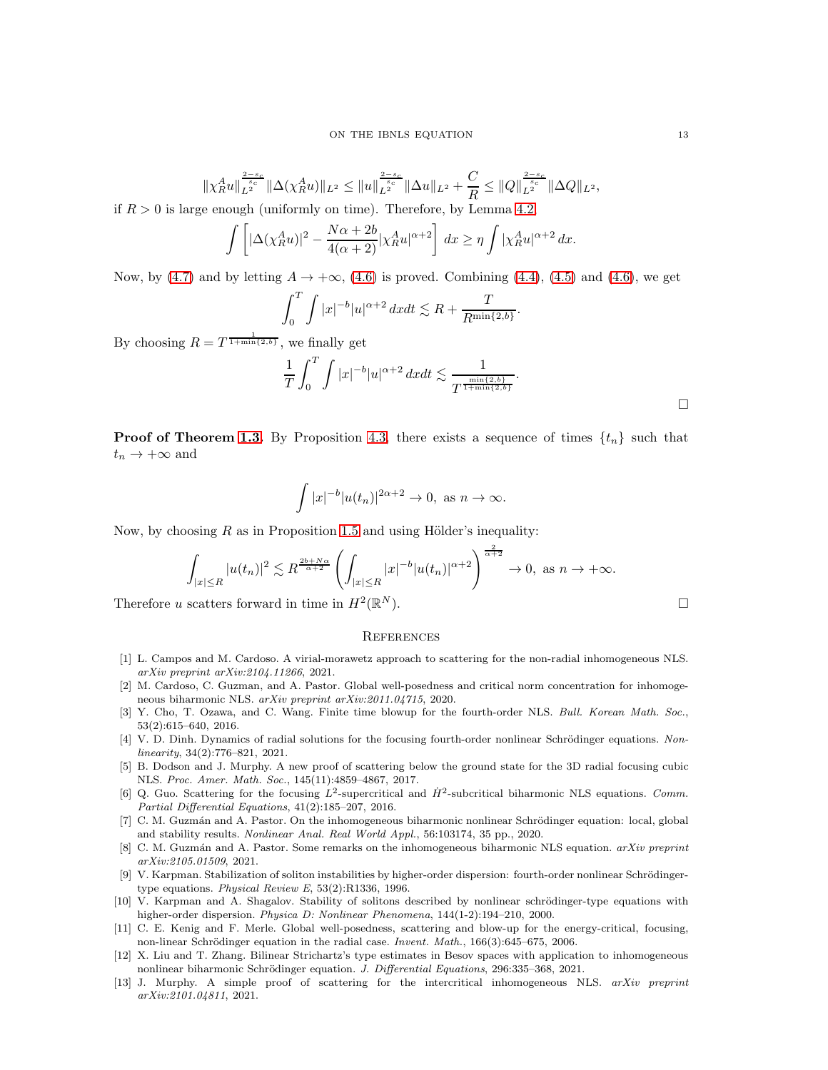$$\|\chi_R^A u\|_{L^2}^{\frac{2-s_c}{s_c}} \|\Delta(\chi_R^A u)\|_{L^2} \leq \|u\|_{L^2}^{\frac{2-s_c}{s_c}} \|\Delta u\|_{L^2} + \frac{C}{R} \leq \|Q\|_{L^2}^{\frac{2-s_c}{s_c}} \|\Delta Q\|_{L^2},$$

if $R > 0$ is large enough (uniformly on time). Therefore, by Lemma 4.2,

$$\int \left[ |\Delta(\chi_R^A u)|^2 - \frac{N\alpha + 2b}{4(\alpha+2)} |\chi_R^A u|^{\alpha+2} \right] dx \geq \eta \int |\chi_R^A u|^{\alpha+2} \, dx.$$

Now, by (4.7) and by letting $A \to +\infty$, (4.6) is proved. Combining (4.4), (4.5) and (4.6), we get

$$\int_0^T \int |x|^{-b} |u|^{\alpha+2} \, dx dt \lesssim R + \frac{T}{R^{\min\{2,b\}}}.$$

By choosing $R = T^{\frac{1}{1+\min\{2,b\}}}$, we finally get

$$\frac{1}{T} \int_0^T \int |x|^{-b} |u|^{\alpha+2} \, dx dt \lesssim \frac{1}{T^{\frac{\min\{2,b\}}{1+\min\{2,b\}}}}.$$

□

**Proof of Theorem 1.3.** By Proposition 4.3, there exists a sequence of times $\{t_n\}$ such that $t_n \to +\infty$ and

$$\int |x|^{-b} |u(t_n)|^{2\alpha+2} \to 0, \text{ as } n \to \infty.$$

Now, by choosing $R$ as in Proposition 1.5 and using Hölder's inequality:

$$\int_{|x| \leq R} |u(t_n)|^2 \lesssim R^{\frac{2b+N\alpha}{\alpha+2}} \left( \int_{|x| \leq R} |x|^{-b} |u(t_n)|^{\alpha+2} \right)^{\frac{2}{\alpha+2}} \to 0, \text{ as } n \to +\infty.$$

Therefore $u$ scatters forward in time in $H^2(\mathbb{R}^N)$. □

## References

[1] L. Campos and M. Cardoso. A virial-morawetz approach to scattering for the non-radial inhomogeneous NLS. *arXiv preprint arXiv:2104.11266*, 2021.

[2] M. Cardoso, C. Guzman, and A. Pastor. Global well-posedness and critical norm concentration for inhomogeneous biharmonic NLS. *arXiv preprint arXiv:2011.04715*, 2020.

[3] Y. Cho, T. Ozawa, and C. Wang. Finite time blowup for the fourth-order NLS. *Bull. Korean Math. Soc.*, 53(2):615–640, 2016.

[4] V. D. Dinh. Dynamics of radial solutions for the focusing fourth-order nonlinear Schrödinger equations. *Nonlinearity*, 34(2):776–821, 2021.

[5] B. Dodson and J. Murphy. A new proof of scattering below the ground state for the 3D radial focusing cubic NLS. *Proc. Amer. Math. Soc.*, 145(11):4859–4867, 2017.

[6] Q. Guo. Scattering for the focusing $L^2$-supercritical and $\dot{H}^2$-subcritical biharmonic NLS equations. *Comm. Partial Differential Equations*, 41(2):185–207, 2016.

[7] C. M. Guzmán and A. Pastor. On the inhomogeneous biharmonic nonlinear Schrödinger equation: local, global and stability results. *Nonlinear Anal. Real World Appl.*, 56:103174, 35 pp., 2020.

[8] C. M. Guzmán and A. Pastor. Some remarks on the inhomogeneous biharmonic NLS equation. *arXiv preprint arXiv:2105.01509*, 2021.

[9] V. Karpman. Stabilization of soliton instabilities by higher-order dispersion: fourth-order nonlinear Schrödinger-type equations. *Physical Review E*, 53(2):R1336, 1996.

[10] V. Karpman and A. Shagalov. Stability of solitons described by nonlinear schrödinger-type equations with higher-order dispersion. *Physica D: Nonlinear Phenomena*, 144(1-2):194–210, 2000.

[11] C. E. Kenig and F. Merle. Global well-posedness, scattering and blow-up for the energy-critical, focusing, non-linear Schrödinger equation in the radial case. *Invent. Math.*, 166(3):645–675, 2006.

[12] X. Liu and T. Zhang. Bilinear Strichartz's type estimates in Besov spaces with application to inhomogeneous nonlinear biharmonic Schrödinger equation. *J. Differential Equations*, 296:335–368, 2021.

[13] J. Murphy. A simple proof of scattering for the intercritical inhomogeneous NLS. *arXiv preprint arXiv:2101.04811*, 2021.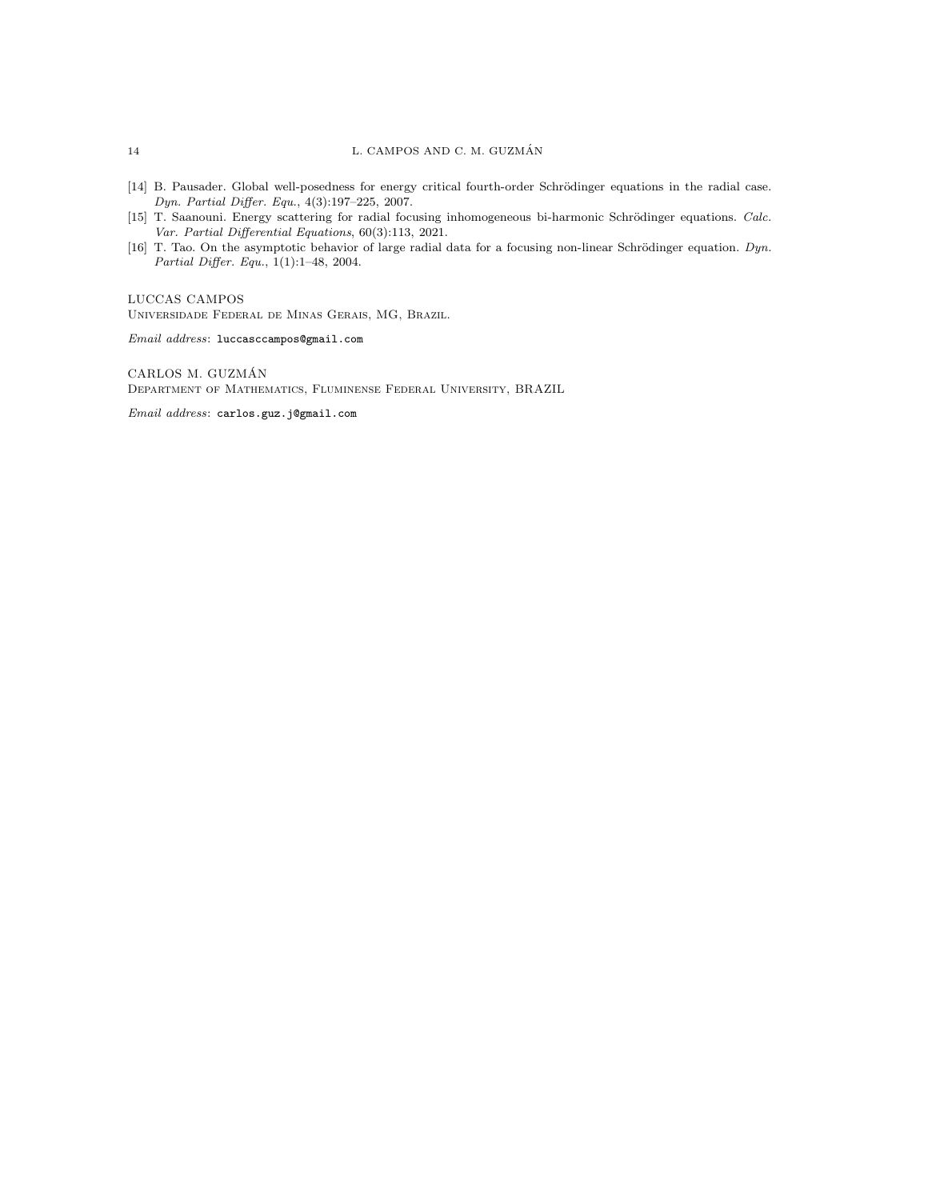[14] B. Pausader. Global well-posedness for energy critical fourth-order Schrödinger equations in the radial case. *Dyn. Partial Differ. Equ.*, 4(3):197–225, 2007.

[15] T. Saanouni. Energy scattering for radial focusing inhomogeneous bi-harmonic Schrödinger equations. *Calc. Var. Partial Differential Equations*, 60(3):113, 2021.

[16] T. Tao. On the asymptotic behavior of large radial data for a focusing non-linear Schrödinger equation. *Dyn. Partial Differ. Equ.*, 1(1):1–48, 2004.

LUCCAS CAMPOS
Universidade Federal de Minas Gerais, MG, Brazil.

*Email address*: `luccasccampos@gmail.com`

CARLOS M. GUZMÁN
Department of Mathematics, Fluminense Federal University, BRAZIL

*Email address*: `carlos.guz.j@gmail.com`